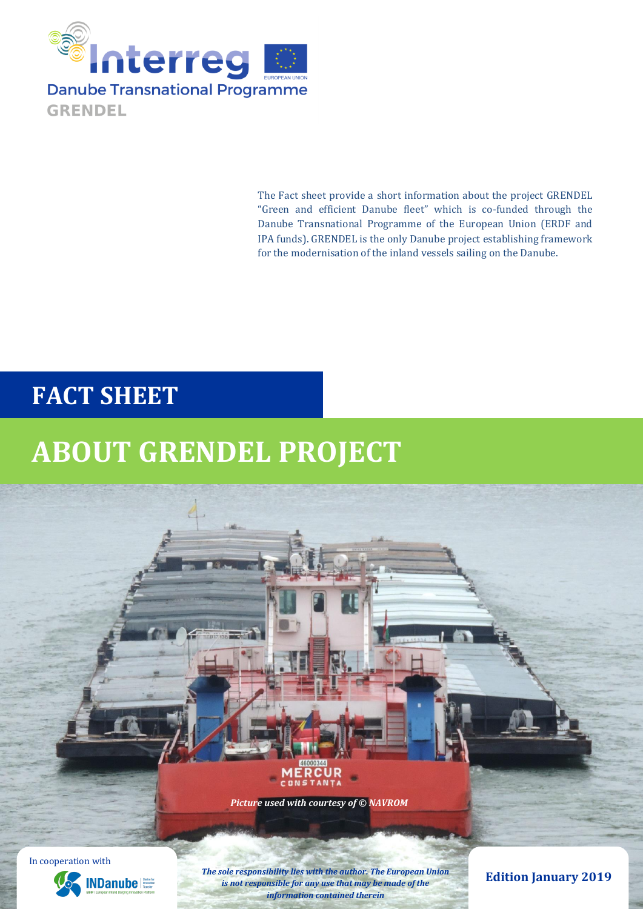Interreg
Danube Transnational Programme
GRENDEL

The Fact sheet provide a short information about the project GRENDEL "Green and efficient Danube fleet" which is co-funded through the Danube Transnational Programme of the European Union (ERDF and IPA funds). GRENDEL is the only Danube project establishing framework for the modernisation of the inland vessels sailing on the Danube.

# FACT SHEET

# ABOUT GRENDEL PROJECT

*Picture used with courtesy of © NAVROM*

In cooperation with INDanube

***The sole responsibility lies with the author. The European Union is not responsible for any use that may be made of the information contained therein***

**Edition January 2019**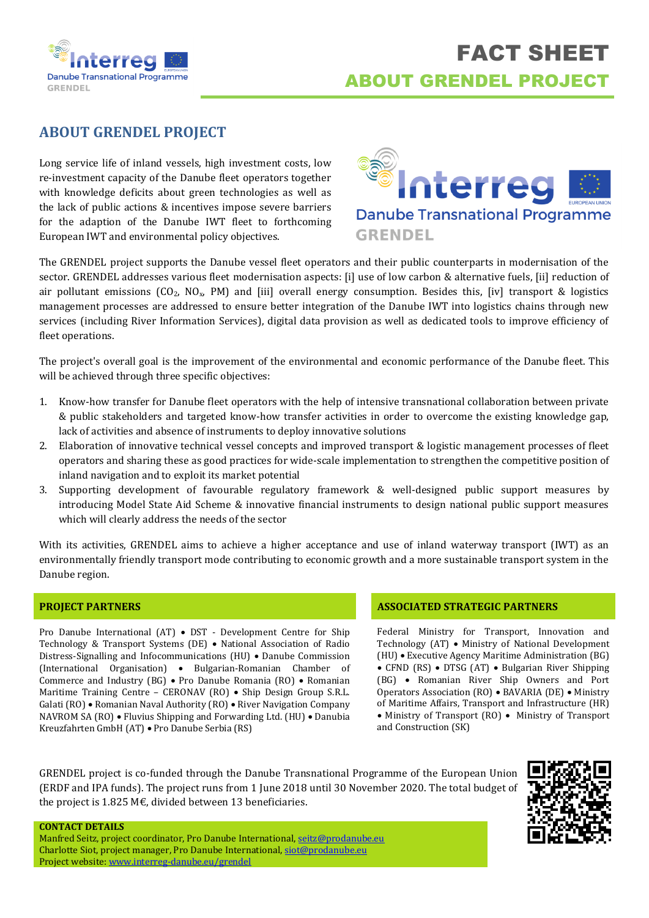# FACT SHEET
## ABOUT GRENDEL PROJECT

## ABOUT GRENDEL PROJECT

Long service life of inland vessels, high investment costs, low re-investment capacity of the Danube fleet operators together with knowledge deficits about green technologies as well as the lack of public actions & incentives impose severe barriers for the adaption of the Danube IWT fleet to forthcoming European IWT and environmental policy objectives.

The GRENDEL project supports the Danube vessel fleet operators and their public counterparts in modernisation of the sector. GRENDEL addresses various fleet modernisation aspects: [i] use of low carbon & alternative fuels, [ii] reduction of air pollutant emissions ($CO_2$, $NO_x$, PM) and [iii] overall energy consumption. Besides this, [iv] transport & logistics management processes are addressed to ensure better integration of the Danube IWT into logistics chains through new services (including River Information Services), digital data provision as well as dedicated tools to improve efficiency of fleet operations.

The project's overall goal is the improvement of the environmental and economic performance of the Danube fleet. This will be achieved through three specific objectives:

1. Know-how transfer for Danube fleet operators with the help of intensive transnational collaboration between private & public stakeholders and targeted know-how transfer activities in order to overcome the existing knowledge gap, lack of activities and absence of instruments to deploy innovative solutions
2. Elaboration of innovative technical vessel concepts and improved transport & logistic management processes of fleet operators and sharing these as good practices for wide-scale implementation to strengthen the competitive position of inland navigation and to exploit its market potential
3. Supporting development of favourable regulatory framework & well-designed public support measures by introducing Model State Aid Scheme & innovative financial instruments to design national public support measures which will clearly address the needs of the sector

With its activities, GRENDEL aims to achieve a higher acceptance and use of inland waterway transport (IWT) as an environmentally friendly transport mode contributing to economic growth and a more sustainable transport system in the Danube region.

### PROJECT PARTNERS

Pro Danube International (AT) • DST - Development Centre for Ship Technology & Transport Systems (DE) • National Association of Radio Distress-Signalling and Infocommunications (HU) • Danube Commission (International Organisation) • Bulgarian-Romanian Chamber of Commerce and Industry (BG) • Pro Danube Romania (RO) • Romanian Maritime Training Centre – CERONAV (RO) • Ship Design Group S.R.L. Galati (RO) • Romanian Naval Authority (RO) • River Navigation Company NAVROM SA (RO) • Fluvius Shipping and Forwarding Ltd. (HU) • Danubia Kreuzfahrten GmbH (AT) • Pro Danube Serbia (RS)

### ASSOCIATED STRATEGIC PARTNERS

Federal Ministry for Transport, Innovation and Technology (AT) • Ministry of National Development (HU) • Executive Agency Maritime Administration (BG) • CFND (RS) • DTSG (AT) • Bulgarian River Shipping (BG) • Romanian River Ship Owners and Port Operators Association (RO) • BAVARIA (DE) • Ministry of Maritime Affairs, Transport and Infrastructure (HR) • Ministry of Transport (RO) • Ministry of Transport and Construction (SK)

GRENDEL project is co-funded through the Danube Transnational Programme of the European Union (ERDF and IPA funds). The project runs from 1 June 2018 until 30 November 2020. The total budget of the project is 1.825 M€, divided between 13 beneficiaries.

**CONTACT DETAILS**
Manfred Seitz, project coordinator, Pro Danube International, seitz@prodanube.eu
Charlotte Siot, project manager, Pro Danube International, siot@prodanube.eu
Project website: www.interreg-danube.eu/grendel